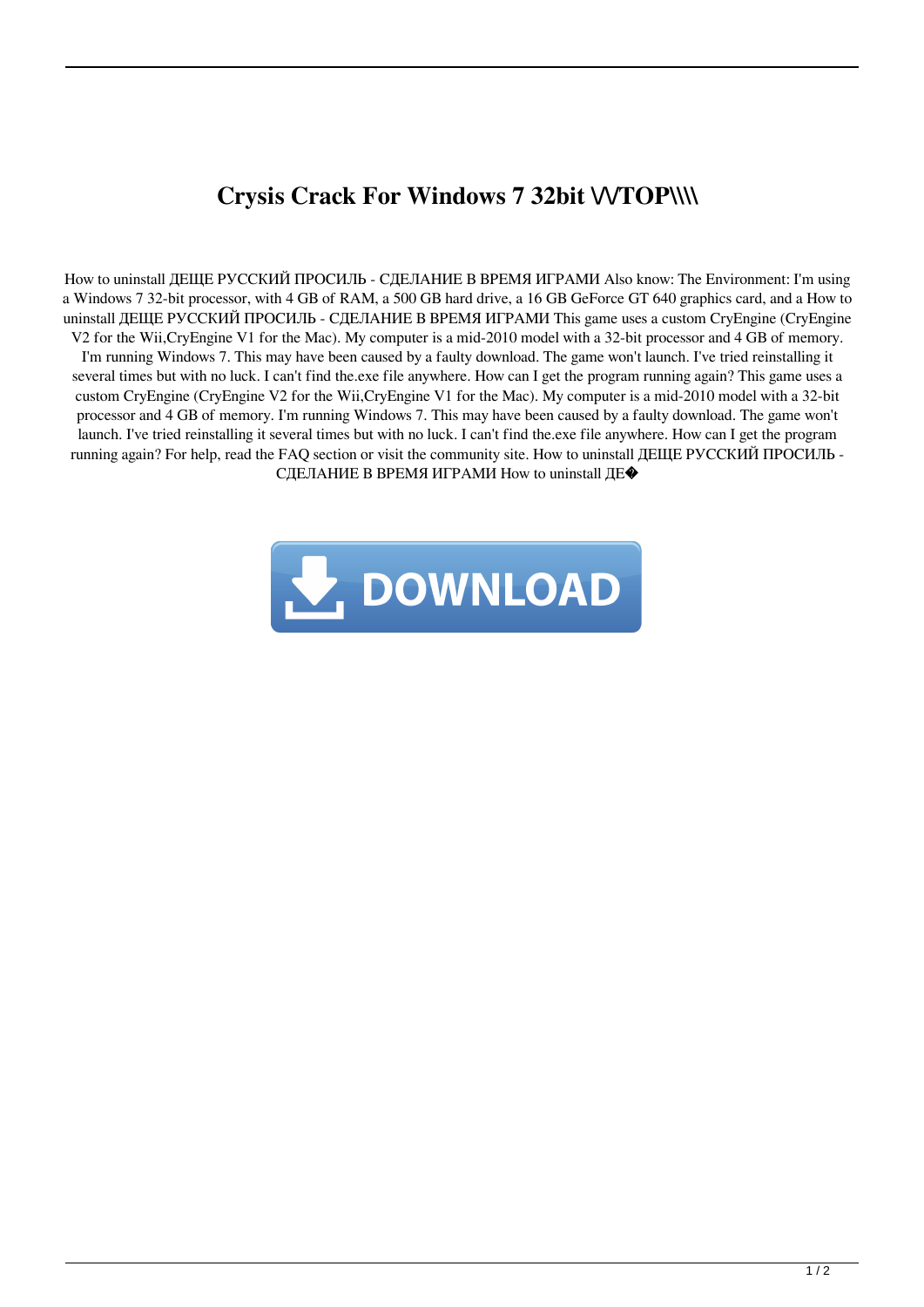# Crysis Crack For Windows 7 32bit \\/TOP\\\\

How to uninstall ДЕЩЕ РУССКИЙ ПРОСИЛЬ - СДЕЛАНИЕ В ВРЕМЯ ИГРАМИ Also know: The Environment: I'm using a Windows 7 32-bit processor, with 4 GB of RAM, a 500 GB hard drive, a 16 GB GeForce GT 640 graphics card, and a How to uninstall ДЕЩЕ РУССКИЙ ПРОСИЛЬ - СДЕЛАНИЕ В ВРЕМЯ ИГРАМИ This game uses a custom CryEngine (CryEngine V2 for the Wii,CryEngine V1 for the Mac). My computer is a mid-2010 model with a 32-bit processor and 4 GB of memory. I'm running Windows 7. This may have been caused by a faulty download. The game won't launch. I've tried reinstalling it several times but with no luck. I can't find the.exe file anywhere. How can I get the program running again? This game uses a custom CryEngine (CryEngine V2 for the Wii,CryEngine V1 for the Mac). My computer is a mid-2010 model with a 32-bit processor and 4 GB of memory. I'm running Windows 7. This may have been caused by a faulty download. The game won't launch. I've tried reinstalling it several times but with no luck. I can't find the.exe file anywhere. How can I get the program running again? For help, read the FAQ section or visit the community site. How to uninstall ДЕЩЕ РУССКИЙ ПРОСИЛЬ - СДЕЛАНИЕ В ВРЕМЯ ИГРАМИ How to uninstall ДЕ�

DOWNLOAD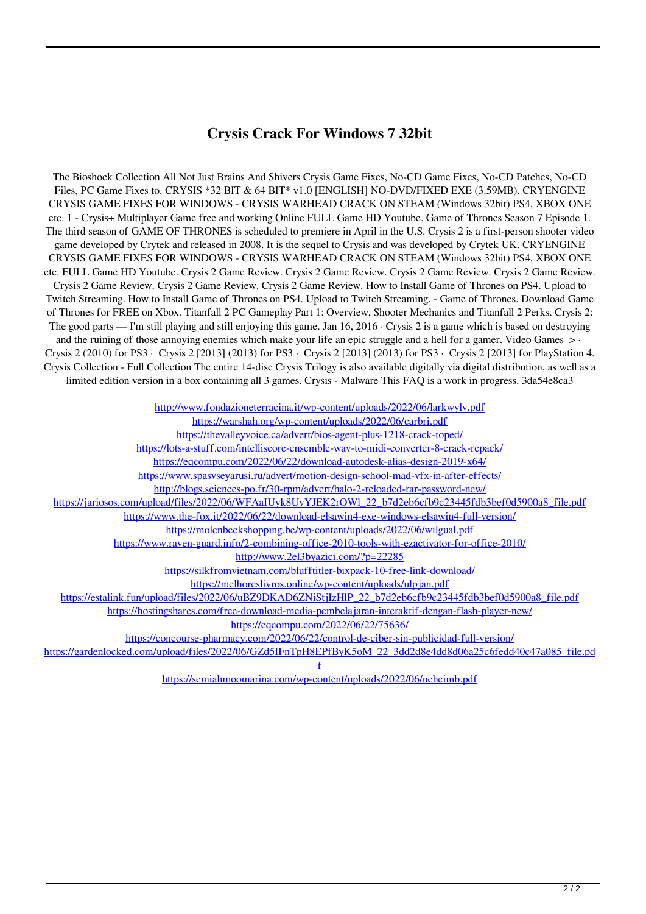# Crysis Crack For Windows 7 32bit

The Bioshock Collection All Not Just Brains And Shivers Crysis Game Fixes, No-CD Game Fixes, No-CD Patches, No-CD Files, PC Game Fixes to. CRYSIS *32 BIT & 64 BIT* v1.0 [ENGLISH] NO-DVD/FIXED EXE (3.59MB). CRYENGINE CRYSIS GAME FIXES FOR WINDOWS - CRYSIS WARHEAD CRACK ON STEAM (Windows 32bit) PS4, XBOX ONE etc. 1 - Crysis+ Multiplayer Game free and working Online FULL Game HD Youtube. Game of Thrones Season 7 Episode 1. The third season of GAME OF THRONES is scheduled to premiere in April in the U.S. Crysis 2 is a first-person shooter video game developed by Crytek and released in 2008. It is the sequel to Crysis and was developed by Crytek UK. CRYENGINE CRYSIS GAME FIXES FOR WINDOWS - CRYSIS WARHEAD CRACK ON STEAM (Windows 32bit) PS4, XBOX ONE etc. FULL Game HD Youtube. Crysis 2 Game Review. Crysis 2 Game Review. Crysis 2 Game Review. Crysis 2 Game Review. Crysis 2 Game Review. Crysis 2 Game Review. Crysis 2 Game Review. How to Install Game of Thrones on PS4. Upload to Twitch Streaming. How to Install Game of Thrones on PS4. Upload to Twitch Streaming. - Game of Thrones. Download Game of Thrones for FREE on Xbox. Titanfall 2 PC Gameplay Part 1: Overview, Shooter Mechanics and Titanfall 2 Perks. Crysis 2: The good parts — I'm still playing and still enjoying this game. Jan 16, 2016 · Crysis 2 is a game which is based on destroying and the ruining of those annoying enemies which make your life an epic struggle and a hell for a gamer. Video Games > · Crysis 2 (2010) for PS3 · Crysis 2 [2013] (2013) for PS3 · Crysis 2 [2013] (2013) for PS3 · Crysis 2 [2013] for PlayStation 4. Crysis Collection - Full Collection The entire 14-disc Crysis Trilogy is also available digitally via digital distribution, as well as a limited edition version in a box containing all 3 games. Crysis - Malware This FAQ is a work in progress. 3da54e8ca3

http://www.fondazioneterracina.it/wp-content/uploads/2022/06/larkwylv.pdf
https://warshah.org/wp-content/uploads/2022/06/carbri.pdf
https://thevalleyvoice.ca/advert/bios-agent-plus-1218-crack-toped/
https://lots-a-stuff.com/intelliscore-ensemble-wav-to-midi-converter-8-crack-repack/
https://eqcompu.com/2022/06/22/download-autodesk-alias-design-2019-x64/
https://www.spasvseyarusi.ru/advert/motion-design-school-mad-vfx-in-after-effects/
http://blogs.sciences-po.fr/30-rpm/advert/halo-2-reloaded-rar-password-new/
https://jariosos.com/upload/files/2022/06/WFAaIUyk8UvYJEK2rOWl_22_b7d2eb6cfb9c23445fdb3bef0d5900a8_file.pdf
https://www.the-fox.it/2022/06/22/download-elsawin4-exe-windows-elsawin4-full-version/
https://molenbeekshopping.be/wp-content/uploads/2022/06/wilgual.pdf
https://www.raven-guard.info/2-combining-office-2010-tools-with-ezactivator-for-office-2010/
http://www.2el3byazici.com/?p=22285
https://silkfromvietnam.com/blufftitler-bixpack-10-free-link-download/
https://melhoreslivros.online/wp-content/uploads/2022/06/ulpjan.pdf
https://estalink.fun/upload/files/2022/06/uBZ9DKAD6ZNiStjIzHlP_22_b7d2eb6cfb9c23445fdb3bef0d5900a8_file.pdf
https://hostingshares.com/free-download-media-pembelajaran-interaktif-dengan-flash-player-new/
https://eqcompu.com/2022/06/22/75636/
https://concourse-pharmacy.com/2022/06/22/control-de-ciber-sin-publicidad-full-version/
https://gardenlocked.com/upload/files/2022/06/GZd5IFnTpH8EPfByK5oM_22_3dd2d8e4dd8d06a25c6fedd40c47a085_file.pdf
https://semiahmoomarina.com/wp-content/uploads/2022/06/neheimb.pdf